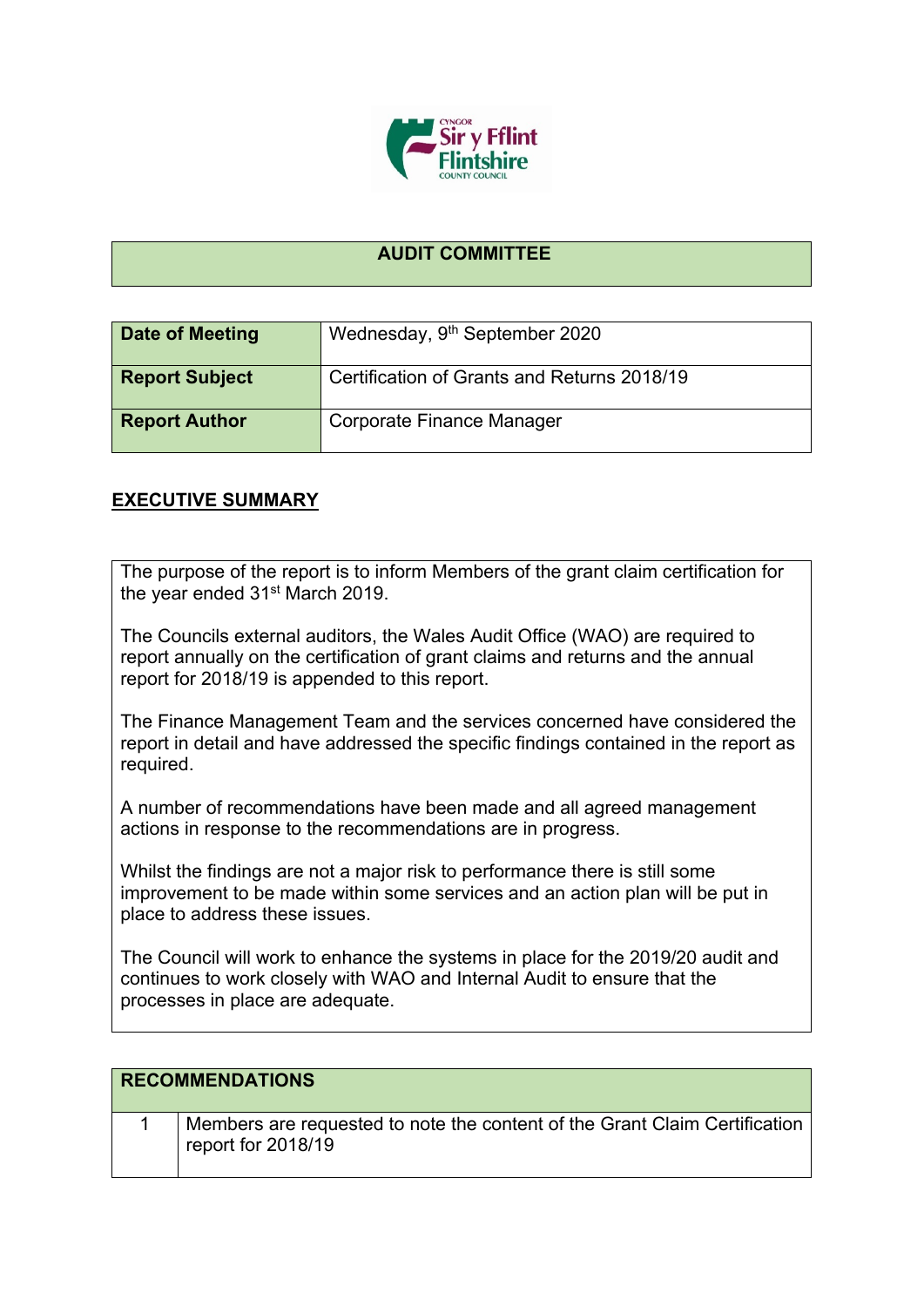# AUDIT COMMITTEE

| Date of Meeting | Wednesday, 9th September 2020 |
|---|---|
| **Report Subject** | Certification of Grants and Returns 2018/19 |
| **Report Author** | Corporate Finance Manager |

## EXECUTIVE SUMMARY

The purpose of the report is to inform Members of the grant claim certification for the year ended 31st March 2019.

The Councils external auditors, the Wales Audit Office (WAO) are required to report annually on the certification of grant claims and returns and the annual report for 2018/19 is appended to this report.

The Finance Management Team and the services concerned have considered the report in detail and have addressed the specific findings contained in the report as required.

A number of recommendations have been made and all agreed management actions in response to the recommendations are in progress.

Whilst the findings are not a major risk to performance there is still some improvement to be made within some services and an action plan will be put in place to address these issues.

The Council will work to enhance the systems in place for the 2019/20 audit and continues to work closely with WAO and Internal Audit to ensure that the processes in place are adequate.

| RECOMMENDATIONS | |
|---|---|
| 1 | Members are requested to note the content of the Grant Claim Certification report for 2018/19 |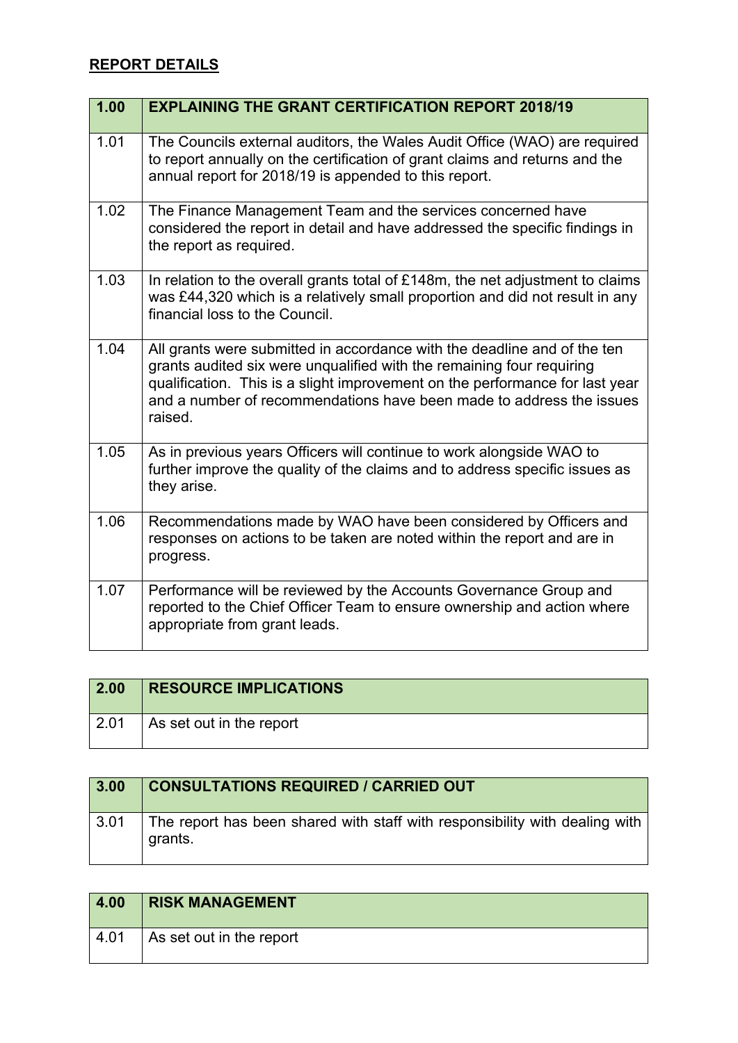## REPORT DETAILS

| 1.00 | EXPLAINING THE GRANT CERTIFICATION REPORT 2018/19 |
|---|---|
| 1.01 | The Councils external auditors, the Wales Audit Office (WAO) are required to report annually on the certification of grant claims and returns and the annual report for 2018/19 is appended to this report. |
| 1.02 | The Finance Management Team and the services concerned have considered the report in detail and have addressed the specific findings in the report as required. |
| 1.03 | In relation to the overall grants total of £148m, the net adjustment to claims was £44,320 which is a relatively small proportion and did not result in any financial loss to the Council. |
| 1.04 | All grants were submitted in accordance with the deadline and of the ten grants audited six were unqualified with the remaining four requiring qualification. This is a slight improvement on the performance for last year and a number of recommendations have been made to address the issues raised. |
| 1.05 | As in previous years Officers will continue to work alongside WAO to further improve the quality of the claims and to address specific issues as they arise. |
| 1.06 | Recommendations made by WAO have been considered by Officers and responses on actions to be taken are noted within the report and are in progress. |
| 1.07 | Performance will be reviewed by the Accounts Governance Group and reported to the Chief Officer Team to ensure ownership and action where appropriate from grant leads. |

| 2.00 | RESOURCE IMPLICATIONS |
|---|---|
| 2.01 | As set out in the report |

| 3.00 | CONSULTATIONS REQUIRED / CARRIED OUT |
|---|---|
| 3.01 | The report has been shared with staff with responsibility with dealing with grants. |

| 4.00 | RISK MANAGEMENT |
|---|---|
| 4.01 | As set out in the report |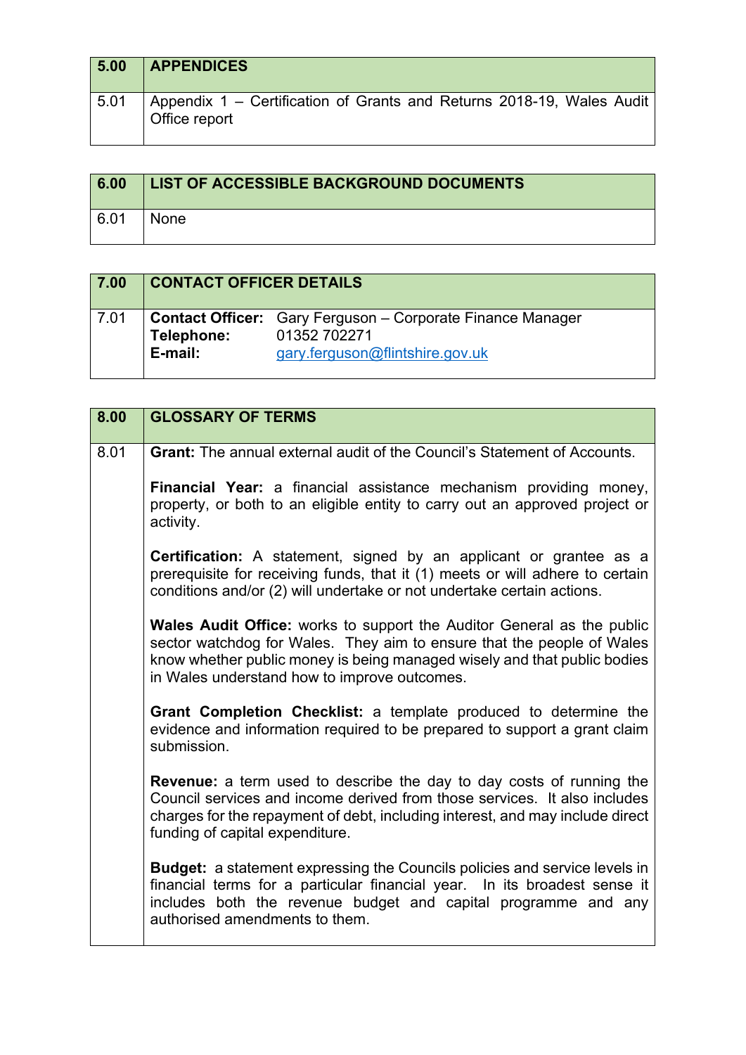| 5.00 | APPENDICES |
|---|---|
| 5.01 | Appendix 1 – Certification of Grants and Returns 2018-19, Wales Audit Office report |

| 6.00 | LIST OF ACCESSIBLE BACKGROUND DOCUMENTS |
|---|---|
| 6.01 | None |

| 7.00 | CONTACT OFFICER DETAILS |
|---|---|
| 7.01 | **Contact Officer:** Gary Ferguson – Corporate Finance Manager<br>**Telephone:** 01352 702271<br>**E-mail:** gary.ferguson@flintshire.gov.uk |

| 8.00 | GLOSSARY OF TERMS |
|---|---|
| 8.01 | **Grant:** The annual external audit of the Council's Statement of Accounts.<br><br>**Financial Year:** a financial assistance mechanism providing money, property, or both to an eligible entity to carry out an approved project or activity.<br><br>**Certification:** A statement, signed by an applicant or grantee as a prerequisite for receiving funds, that it (1) meets or will adhere to certain conditions and/or (2) will undertake or not undertake certain actions.<br><br>**Wales Audit Office:** works to support the Auditor General as the public sector watchdog for Wales. They aim to ensure that the people of Wales know whether public money is being managed wisely and that public bodies in Wales understand how to improve outcomes.<br><br>**Grant Completion Checklist:** a template produced to determine the evidence and information required to be prepared to support a grant claim submission.<br><br>**Revenue:** a term used to describe the day to day costs of running the Council services and income derived from those services. It also includes charges for the repayment of debt, including interest, and may include direct funding of capital expenditure.<br><br>**Budget:** a statement expressing the Councils policies and service levels in financial terms for a particular financial year. In its broadest sense it includes both the revenue budget and capital programme and any authorised amendments to them. |